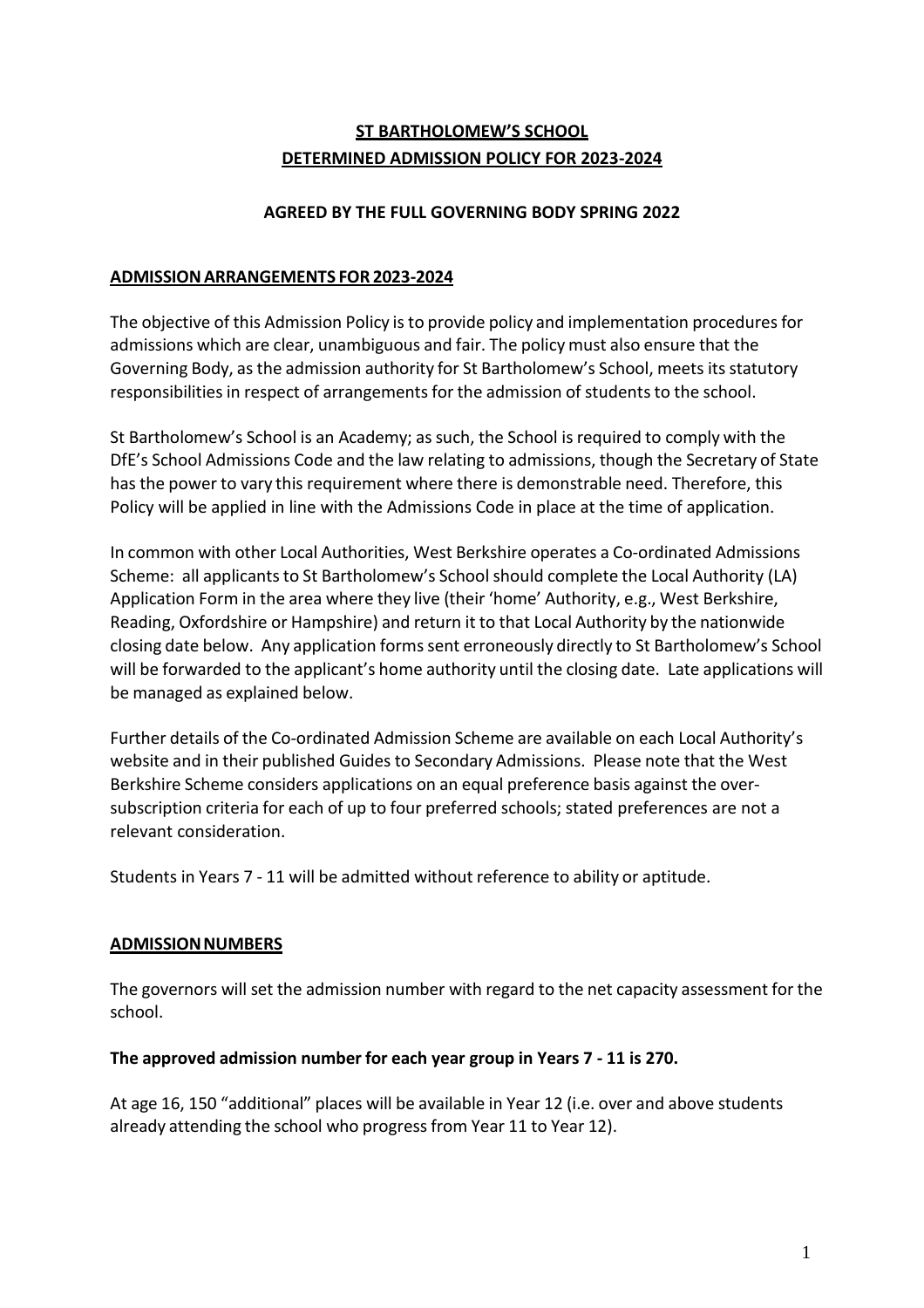# ST BARTHOLOMEW'S SCHOOL
# DETERMINED ADMISSION POLICY FOR 2023-2024

**AGREED BY THE FULL GOVERNING BODY SPRING 2022**

## ADMISSION ARRANGEMENTS FOR 2023-2024

The objective of this Admission Policy is to provide policy and implementation procedures for admissions which are clear, unambiguous and fair. The policy must also ensure that the Governing Body, as the admission authority for St Bartholomew's School, meets its statutory responsibilities in respect of arrangements for the admission of students to the school.

St Bartholomew's School is an Academy; as such, the School is required to comply with the DfE's School Admissions Code and the law relating to admissions, though the Secretary of State has the power to vary this requirement where there is demonstrable need. Therefore, this Policy will be applied in line with the Admissions Code in place at the time of application.

In common with other Local Authorities, West Berkshire operates a Co-ordinated Admissions Scheme: all applicants to St Bartholomew's School should complete the Local Authority (LA) Application Form in the area where they live (their 'home' Authority, e.g., West Berkshire, Reading, Oxfordshire or Hampshire) and return it to that Local Authority by the nationwide closing date below. Any application forms sent erroneously directly to St Bartholomew's School will be forwarded to the applicant's home authority until the closing date. Late applications will be managed as explained below.

Further details of the Co-ordinated Admission Scheme are available on each Local Authority's website and in their published Guides to Secondary Admissions. Please note that the West Berkshire Scheme considers applications on an equal preference basis against the over-subscription criteria for each of up to four preferred schools; stated preferences are not a relevant consideration.

Students in Years 7 - 11 will be admitted without reference to ability or aptitude.

## ADMISSION NUMBERS

The governors will set the admission number with regard to the net capacity assessment for the school.

**The approved admission number for each year group in Years 7 - 11 is 270.**

At age 16, 150 "additional" places will be available in Year 12 (i.e. over and above students already attending the school who progress from Year 11 to Year 12).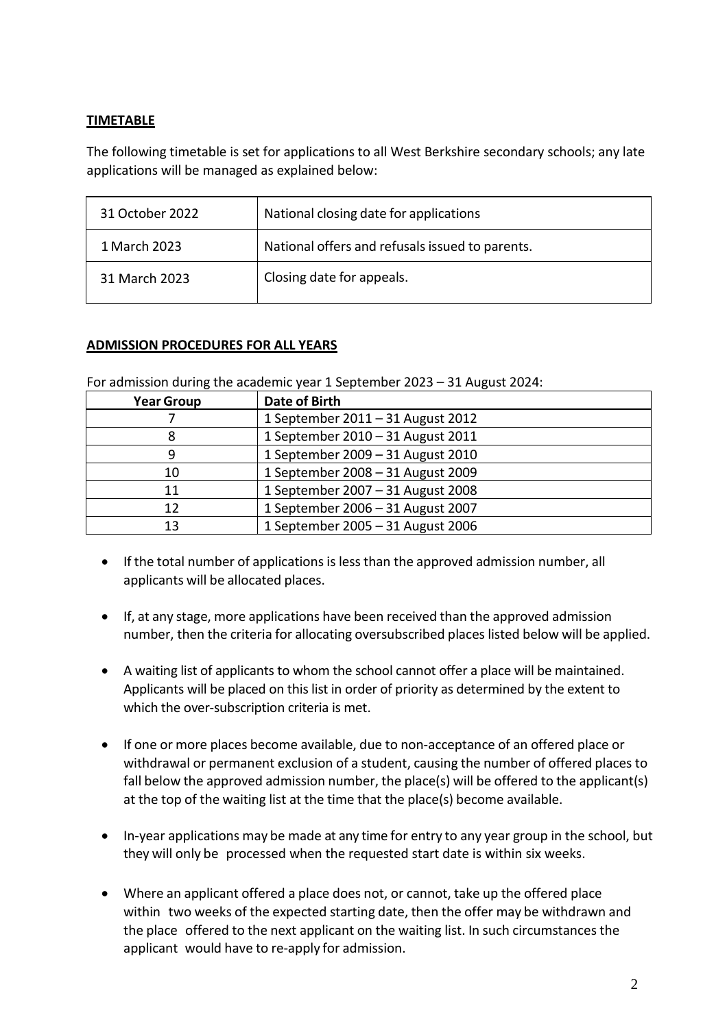## TIMETABLE

The following timetable is set for applications to all West Berkshire secondary schools; any late applications will be managed as explained below:

| | |
|---|---|
| 31 October 2022 | National closing date for applications |
| 1 March 2023 | National offers and refusals issued to parents. |
| 31 March 2023 | Closing date for appeals. |

## ADMISSION PROCEDURES FOR ALL YEARS

For admission during the academic year 1 September 2023 – 31 August 2024:

| Year Group | Date of Birth |
|---|---|
| 7 | 1 September 2011 – 31 August 2012 |
| 8 | 1 September 2010 – 31 August 2011 |
| 9 | 1 September 2009 – 31 August 2010 |
| 10 | 1 September 2008 – 31 August 2009 |
| 11 | 1 September 2007 – 31 August 2008 |
| 12 | 1 September 2006 – 31 August 2007 |
| 13 | 1 September 2005 – 31 August 2006 |

- If the total number of applications is less than the approved admission number, all applicants will be allocated places.
- If, at any stage, more applications have been received than the approved admission number, then the criteria for allocating oversubscribed places listed below will be applied.
- A waiting list of applicants to whom the school cannot offer a place will be maintained. Applicants will be placed on this list in order of priority as determined by the extent to which the over-subscription criteria is met.
- If one or more places become available, due to non-acceptance of an offered place or withdrawal or permanent exclusion of a student, causing the number of offered places to fall below the approved admission number, the place(s) will be offered to the applicant(s) at the top of the waiting list at the time that the place(s) become available.
- In-year applications may be made at any time for entry to any year group in the school, but they will only be processed when the requested start date is within six weeks.
- Where an applicant offered a place does not, or cannot, take up the offered place within two weeks of the expected starting date, then the offer may be withdrawn and the place offered to the next applicant on the waiting list. In such circumstances the applicant would have to re-apply for admission.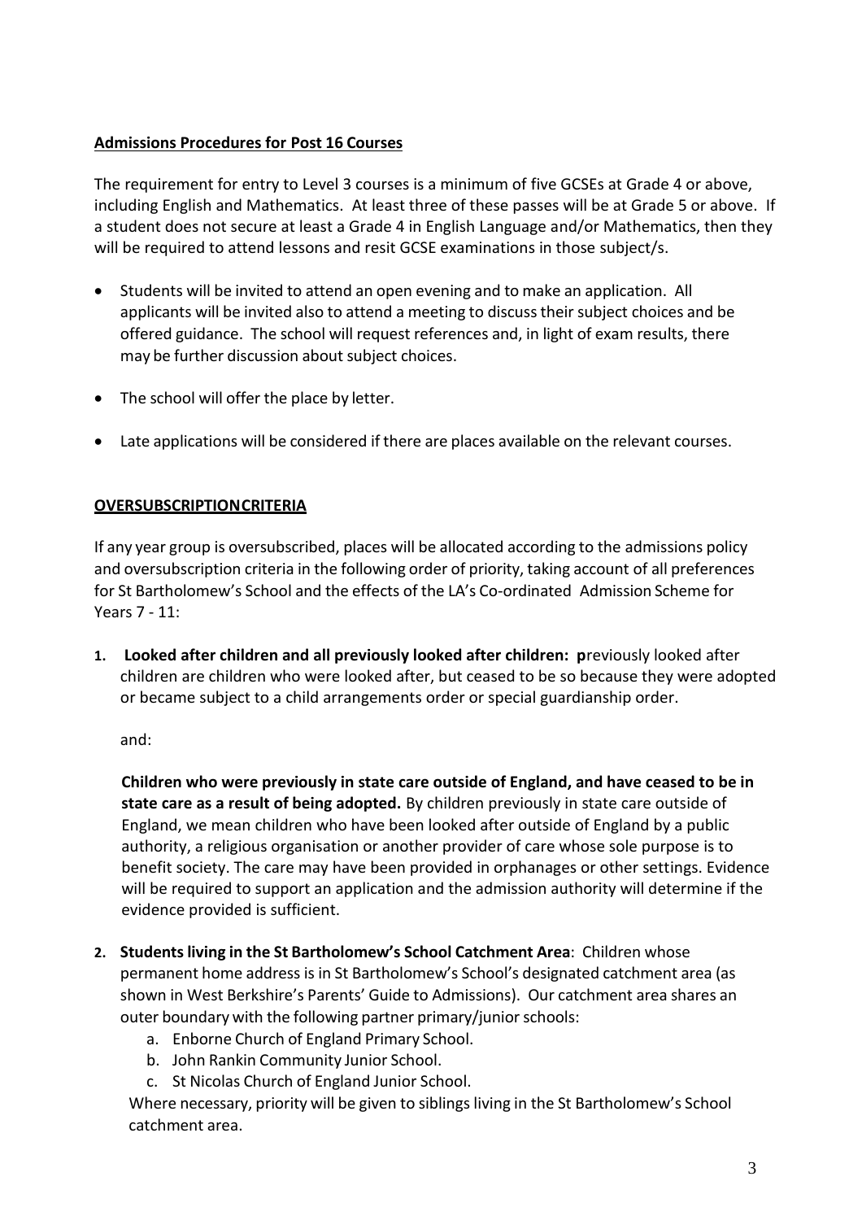**<u>Admissions Procedures for Post 16 Courses</u>**

The requirement for entry to Level 3 courses is a minimum of five GCSEs at Grade 4 or above, including English and Mathematics. At least three of these passes will be at Grade 5 or above. If a student does not secure at least a Grade 4 in English Language and/or Mathematics, then they will be required to attend lessons and resit GCSE examinations in those subject/s.

- Students will be invited to attend an open evening and to make an application. All applicants will be invited also to attend a meeting to discuss their subject choices and be offered guidance. The school will request references and, in light of exam results, there may be further discussion about subject choices.
- The school will offer the place by letter.
- Late applications will be considered if there are places available on the relevant courses.

**<u>OVERSUBSCRIPTIONCRITERIA</u>**

If any year group is oversubscribed, places will be allocated according to the admissions policy and oversubscription criteria in the following order of priority, taking account of all preferences for St Bartholomew's School and the effects of the LA's Co-ordinated Admission Scheme for Years 7 - 11:

1. **Looked after children and all previously looked after children: p**reviously looked after children are children who were looked after, but ceased to be so because they were adopted or became subject to a child arrangements order or special guardianship order.

   and:

   **Children who were previously in state care outside of England, and have ceased to be in state care as a result of being adopted.** By children previously in state care outside of England, we mean children who have been looked after outside of England by a public authority, a religious organisation or another provider of care whose sole purpose is to benefit society. The care may have been provided in orphanages or other settings. Evidence will be required to support an application and the admission authority will determine if the evidence provided is sufficient.

2. **Students living in the St Bartholomew's School Catchment Area**: Children whose permanent home address is in St Bartholomew's School's designated catchment area (as shown in West Berkshire's Parents' Guide to Admissions). Our catchment area shares an outer boundary with the following partner primary/junior schools:
   a. Enborne Church of England Primary School.
   b. John Rankin Community Junior School.
   c. St Nicolas Church of England Junior School.

   Where necessary, priority will be given to siblings living in the St Bartholomew's School catchment area.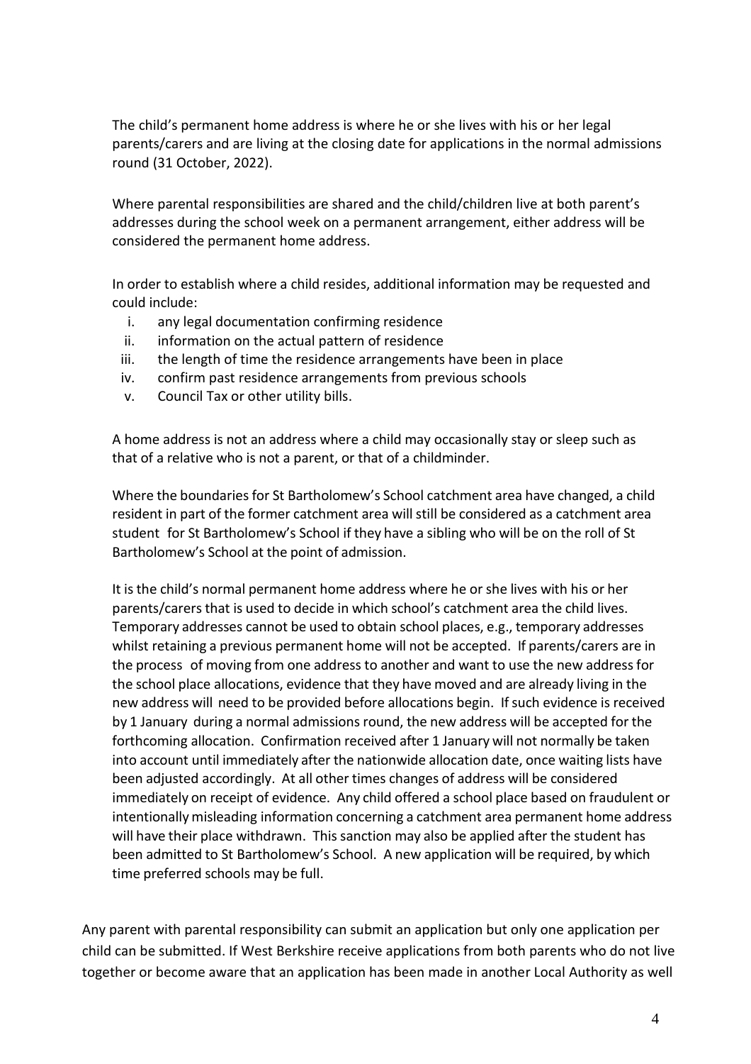The child's permanent home address is where he or she lives with his or her legal parents/carers and are living at the closing date for applications in the normal admissions round (31 October, 2022).

Where parental responsibilities are shared and the child/children live at both parent's addresses during the school week on a permanent arrangement, either address will be considered the permanent home address.

In order to establish where a child resides, additional information may be requested and could include:

i. any legal documentation confirming residence
ii. information on the actual pattern of residence
iii. the length of time the residence arrangements have been in place
iv. confirm past residence arrangements from previous schools
v. Council Tax or other utility bills.

A home address is not an address where a child may occasionally stay or sleep such as that of a relative who is not a parent, or that of a childminder.

Where the boundaries for St Bartholomew's School catchment area have changed, a child resident in part of the former catchment area will still be considered as a catchment area student for St Bartholomew's School if they have a sibling who will be on the roll of St Bartholomew's School at the point of admission.

It is the child's normal permanent home address where he or she lives with his or her parents/carers that is used to decide in which school's catchment area the child lives. Temporary addresses cannot be used to obtain school places, e.g., temporary addresses whilst retaining a previous permanent home will not be accepted. If parents/carers are in the process of moving from one address to another and want to use the new address for the school place allocations, evidence that they have moved and are already living in the new address will need to be provided before allocations begin. If such evidence is received by 1 January during a normal admissions round, the new address will be accepted for the forthcoming allocation. Confirmation received after 1 January will not normally be taken into account until immediately after the nationwide allocation date, once waiting lists have been adjusted accordingly. At all other times changes of address will be considered immediately on receipt of evidence. Any child offered a school place based on fraudulent or intentionally misleading information concerning a catchment area permanent home address will have their place withdrawn. This sanction may also be applied after the student has been admitted to St Bartholomew's School. A new application will be required, by which time preferred schools may be full.

Any parent with parental responsibility can submit an application but only one application per child can be submitted. If West Berkshire receive applications from both parents who do not live together or become aware that an application has been made in another Local Authority as well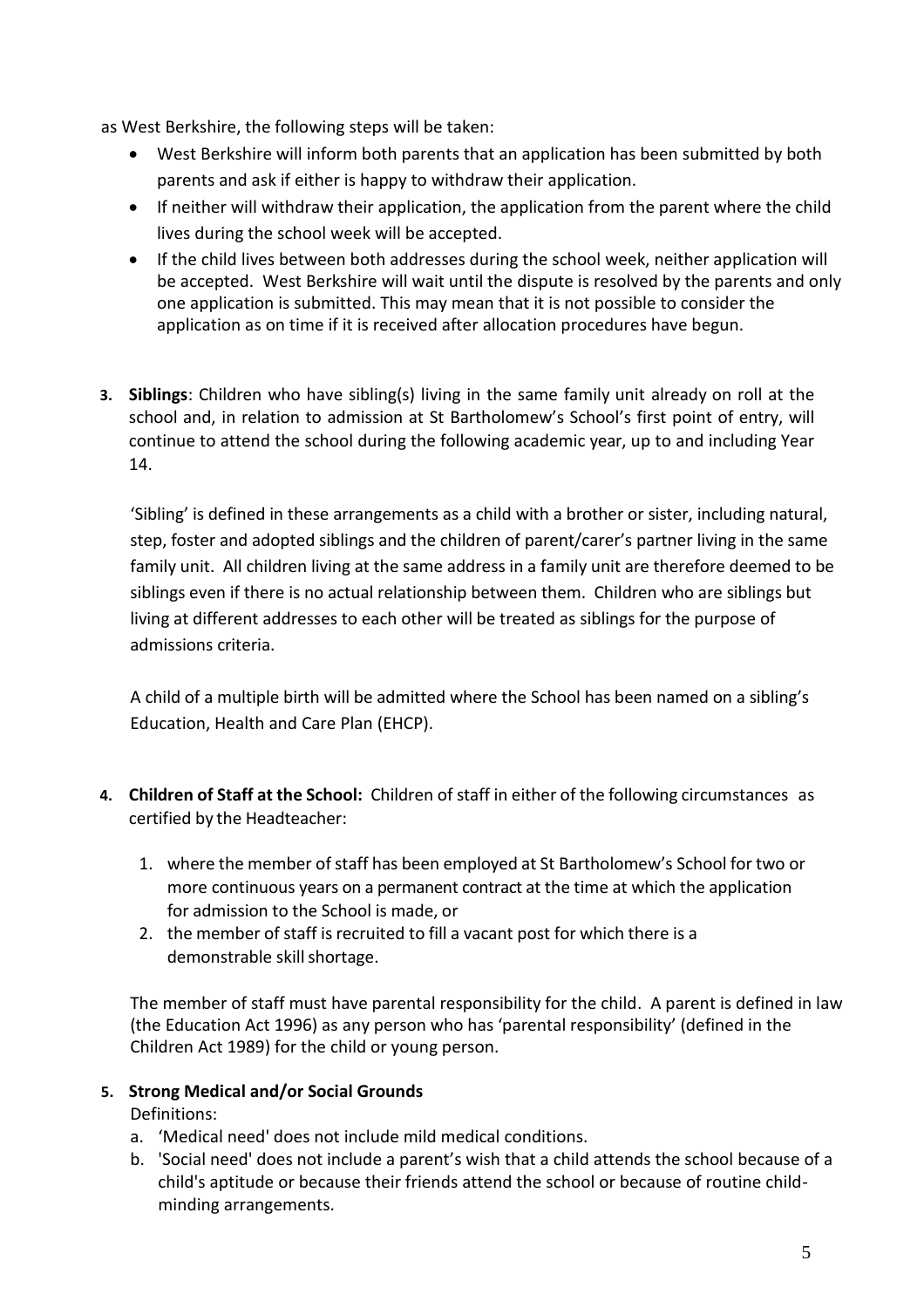as West Berkshire, the following steps will be taken:

- West Berkshire will inform both parents that an application has been submitted by both parents and ask if either is happy to withdraw their application.
- If neither will withdraw their application, the application from the parent where the child lives during the school week will be accepted.
- If the child lives between both addresses during the school week, neither application will be accepted. West Berkshire will wait until the dispute is resolved by the parents and only one application is submitted. This may mean that it is not possible to consider the application as on time if it is received after allocation procedures have begun.

3. **Siblings**: Children who have sibling(s) living in the same family unit already on roll at the school and, in relation to admission at St Bartholomew's School's first point of entry, will continue to attend the school during the following academic year, up to and including Year 14.

   'Sibling' is defined in these arrangements as a child with a brother or sister, including natural, step, foster and adopted siblings and the children of parent/carer's partner living in the same family unit. All children living at the same address in a family unit are therefore deemed to be siblings even if there is no actual relationship between them. Children who are siblings but living at different addresses to each other will be treated as siblings for the purpose of admissions criteria.

   A child of a multiple birth will be admitted where the School has been named on a sibling's Education, Health and Care Plan (EHCP).

4. **Children of Staff at the School:** Children of staff in either of the following circumstances as certified by the Headteacher:

   1. where the member of staff has been employed at St Bartholomew's School for two or more continuous years on a permanent contract at the time at which the application for admission to the School is made, or
   2. the member of staff is recruited to fill a vacant post for which there is a demonstrable skill shortage.

   The member of staff must have parental responsibility for the child. A parent is defined in law (the Education Act 1996) as any person who has 'parental responsibility' (defined in the Children Act 1989) for the child or young person.

5. **Strong Medical and/or Social Grounds**

   Definitions:

   a. 'Medical need' does not include mild medical conditions.
   b. 'Social need' does not include a parent's wish that a child attends the school because of a child's aptitude or because their friends attend the school or because of routine child-minding arrangements.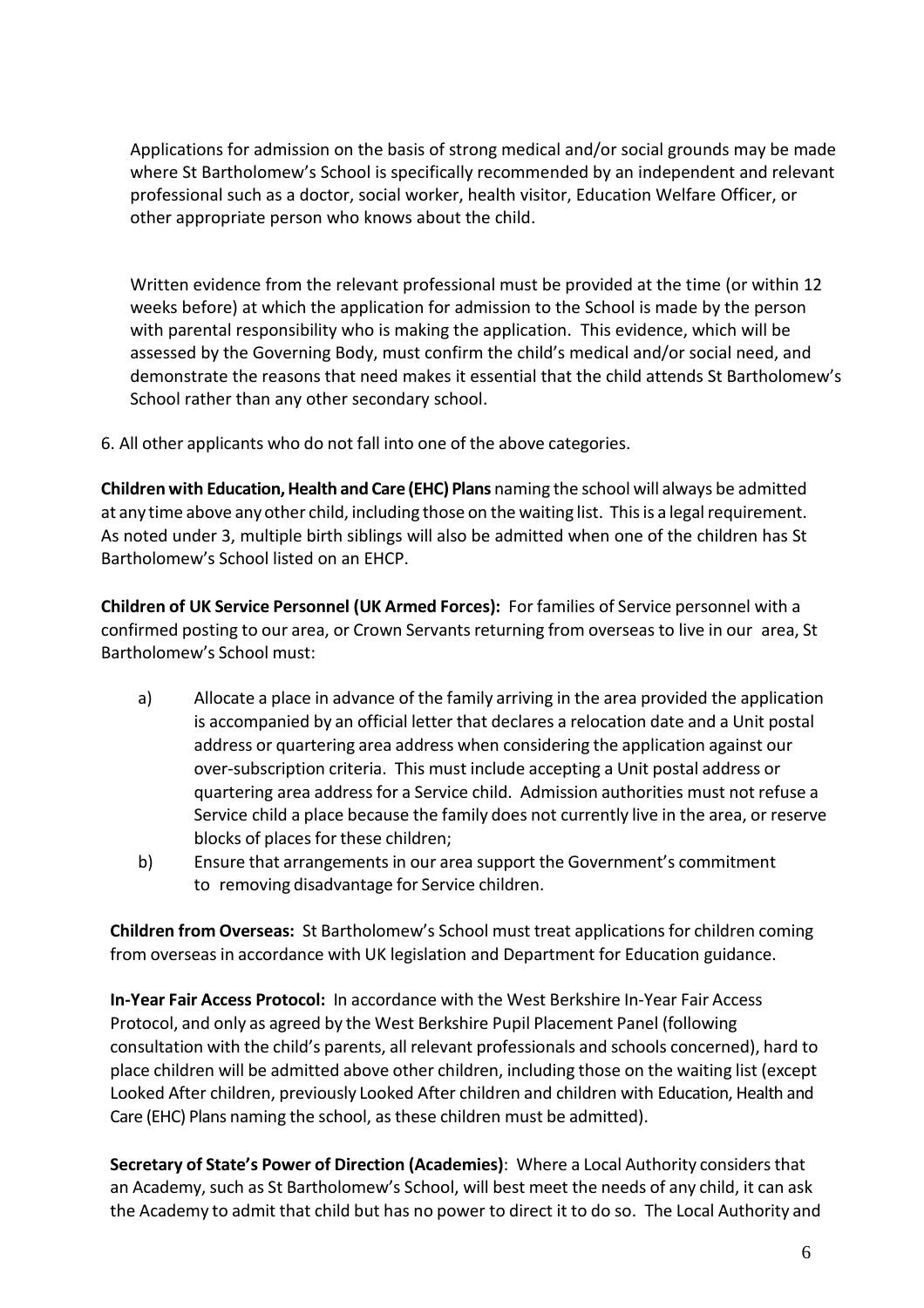Applications for admission on the basis of strong medical and/or social grounds may be made where St Bartholomew's School is specifically recommended by an independent and relevant professional such as a doctor, social worker, health visitor, Education Welfare Officer, or other appropriate person who knows about the child.

Written evidence from the relevant professional must be provided at the time (or within 12 weeks before) at which the application for admission to the School is made by the person with parental responsibility who is making the application. This evidence, which will be assessed by the Governing Body, must confirm the child's medical and/or social need, and demonstrate the reasons that need makes it essential that the child attends St Bartholomew's School rather than any other secondary school.

6. All other applicants who do not fall into one of the above categories.

**Children with Education, Health and Care (EHC) Plans** naming the school will always be admitted at any time above any other child, including those on the waiting list. This is a legal requirement. As noted under 3, multiple birth siblings will also be admitted when one of the children has St Bartholomew's School listed on an EHCP.

**Children of UK Service Personnel (UK Armed Forces):** For families of Service personnel with a confirmed posting to our area, or Crown Servants returning from overseas to live in our area, St Bartholomew's School must:

a) Allocate a place in advance of the family arriving in the area provided the application is accompanied by an official letter that declares a relocation date and a Unit postal address or quartering area address when considering the application against our over-subscription criteria. This must include accepting a Unit postal address or quartering area address for a Service child. Admission authorities must not refuse a Service child a place because the family does not currently live in the area, or reserve blocks of places for these children;

b) Ensure that arrangements in our area support the Government's commitment to removing disadvantage for Service children.

**Children from Overseas:** St Bartholomew's School must treat applications for children coming from overseas in accordance with UK legislation and Department for Education guidance.

**In-Year Fair Access Protocol:** In accordance with the West Berkshire In-Year Fair Access Protocol, and only as agreed by the West Berkshire Pupil Placement Panel (following consultation with the child's parents, all relevant professionals and schools concerned), hard to place children will be admitted above other children, including those on the waiting list (except Looked After children, previously Looked After children and children with Education, Health and Care (EHC) Plans naming the school, as these children must be admitted).

**Secretary of State's Power of Direction (Academies)**: Where a Local Authority considers that an Academy, such as St Bartholomew's School, will best meet the needs of any child, it can ask the Academy to admit that child but has no power to direct it to do so. The Local Authority and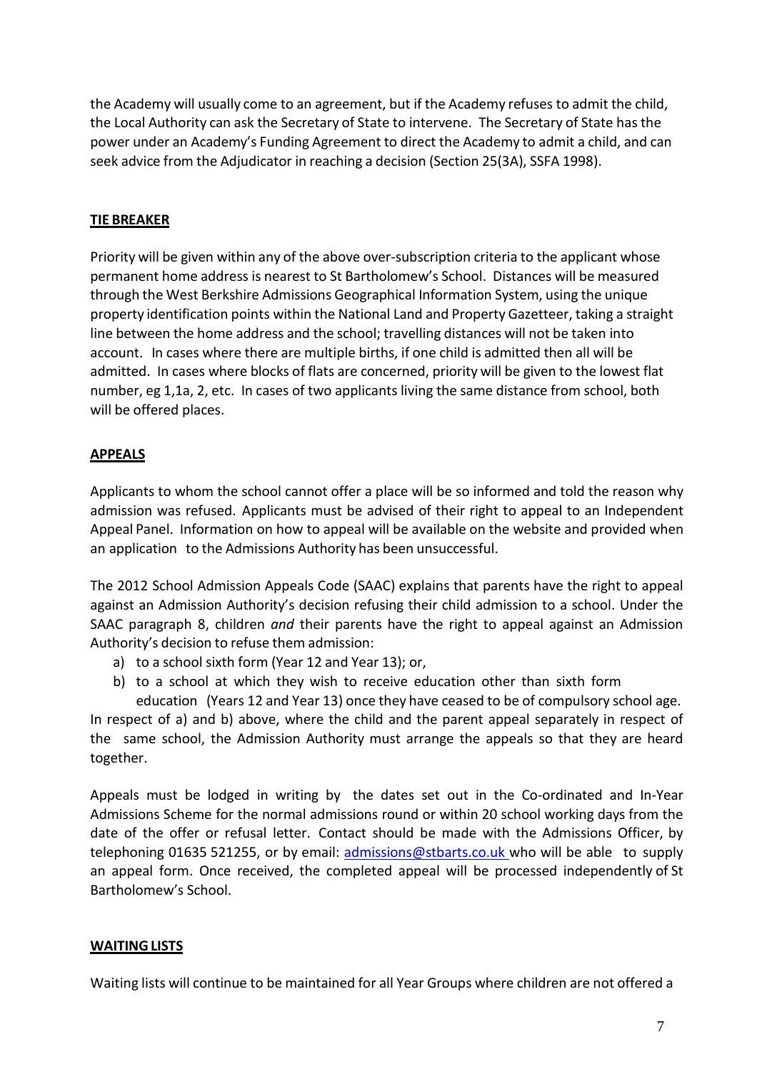the Academy will usually come to an agreement, but if the Academy refuses to admit the child, the Local Authority can ask the Secretary of State to intervene. The Secretary of State has the power under an Academy's Funding Agreement to direct the Academy to admit a child, and can seek advice from the Adjudicator in reaching a decision (Section 25(3A), SSFA 1998).

## TIE BREAKER

Priority will be given within any of the above over-subscription criteria to the applicant whose permanent home address is nearest to St Bartholomew's School. Distances will be measured through the West Berkshire Admissions Geographical Information System, using the unique property identification points within the National Land and Property Gazetteer, taking a straight line between the home address and the school; travelling distances will not be taken into account. In cases where there are multiple births, if one child is admitted then all will be admitted. In cases where blocks of flats are concerned, priority will be given to the lowest flat number, eg 1,1a, 2, etc. In cases of two applicants living the same distance from school, both will be offered places.

## APPEALS

Applicants to whom the school cannot offer a place will be so informed and told the reason why admission was refused. Applicants must be advised of their right to appeal to an Independent Appeal Panel. Information on how to appeal will be available on the website and provided when an application to the Admissions Authority has been unsuccessful.

The 2012 School Admission Appeals Code (SAAC) explains that parents have the right to appeal against an Admission Authority's decision refusing their child admission to a school. Under the SAAC paragraph 8, children *and* their parents have the right to appeal against an Admission Authority's decision to refuse them admission:

a) to a school sixth form (Year 12 and Year 13); or,
b) to a school at which they wish to receive education other than sixth form education (Years 12 and Year 13) once they have ceased to be of compulsory school age.

In respect of a) and b) above, where the child and the parent appeal separately in respect of the same school, the Admission Authority must arrange the appeals so that they are heard together.

Appeals must be lodged in writing by the dates set out in the Co-ordinated and In-Year Admissions Scheme for the normal admissions round or within 20 school working days from the date of the offer or refusal letter. Contact should be made with the Admissions Officer, by telephoning 01635 521255, or by email: admissions@stbarts.co.uk who will be able to supply an appeal form. Once received, the completed appeal will be processed independently of St Bartholomew's School.

## WAITING LISTS

Waiting lists will continue to be maintained for all Year Groups where children are not offered a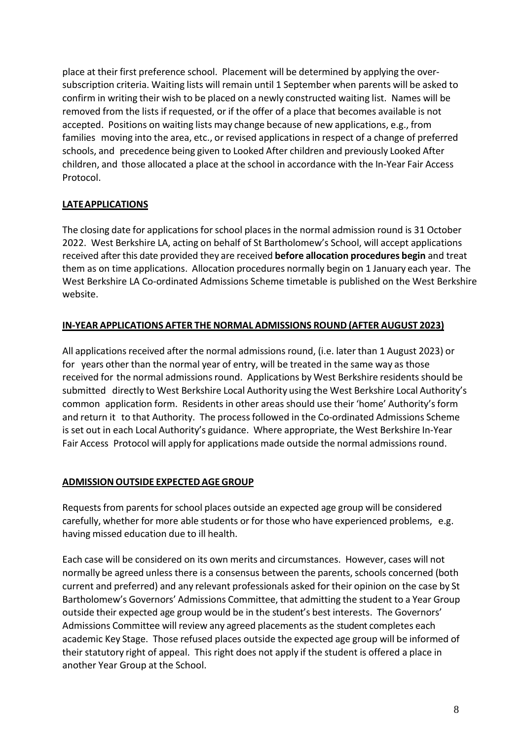place at their first preference school. Placement will be determined by applying the over-subscription criteria. Waiting lists will remain until 1 September when parents will be asked to confirm in writing their wish to be placed on a newly constructed waiting list. Names will be removed from the lists if requested, or if the offer of a place that becomes available is not accepted. Positions on waiting lists may change because of new applications, e.g., from families moving into the area, etc., or revised applications in respect of a change of preferred schools, and precedence being given to Looked After children and previously Looked After children, and those allocated a place at the school in accordance with the In-Year Fair Access Protocol.

## LATE APPLICATIONS

The closing date for applications for school places in the normal admission round is 31 October 2022. West Berkshire LA, acting on behalf of St Bartholomew's School, will accept applications received after this date provided they are received **before allocation procedures begin** and treat them as on time applications. Allocation procedures normally begin on 1 January each year. The West Berkshire LA Co-ordinated Admissions Scheme timetable is published on the West Berkshire website.

## IN-YEAR APPLICATIONS AFTER THE NORMAL ADMISSIONS ROUND (AFTER AUGUST 2023)

All applications received after the normal admissions round, (i.e. later than 1 August 2023) or for years other than the normal year of entry, will be treated in the same way as those received for the normal admissions round. Applications by West Berkshire residents should be submitted directly to West Berkshire Local Authority using the West Berkshire Local Authority's common application form. Residents in other areas should use their 'home' Authority's form and return it to that Authority. The process followed in the Co-ordinated Admissions Scheme is set out in each Local Authority's guidance. Where appropriate, the West Berkshire In-Year Fair Access Protocol will apply for applications made outside the normal admissions round.

## ADMISSION OUTSIDE EXPECTED AGE GROUP

Requests from parents for school places outside an expected age group will be considered carefully, whether for more able students or for those who have experienced problems, e.g. having missed education due to ill health.

Each case will be considered on its own merits and circumstances. However, cases will not normally be agreed unless there is a consensus between the parents, schools concerned (both current and preferred) and any relevant professionals asked for their opinion on the case by St Bartholomew's Governors' Admissions Committee, that admitting the student to a Year Group outside their expected age group would be in the student's best interests. The Governors' Admissions Committee will review any agreed placements as the student completes each academic Key Stage. Those refused places outside the expected age group will be informed of their statutory right of appeal. This right does not apply if the student is offered a place in another Year Group at the School.